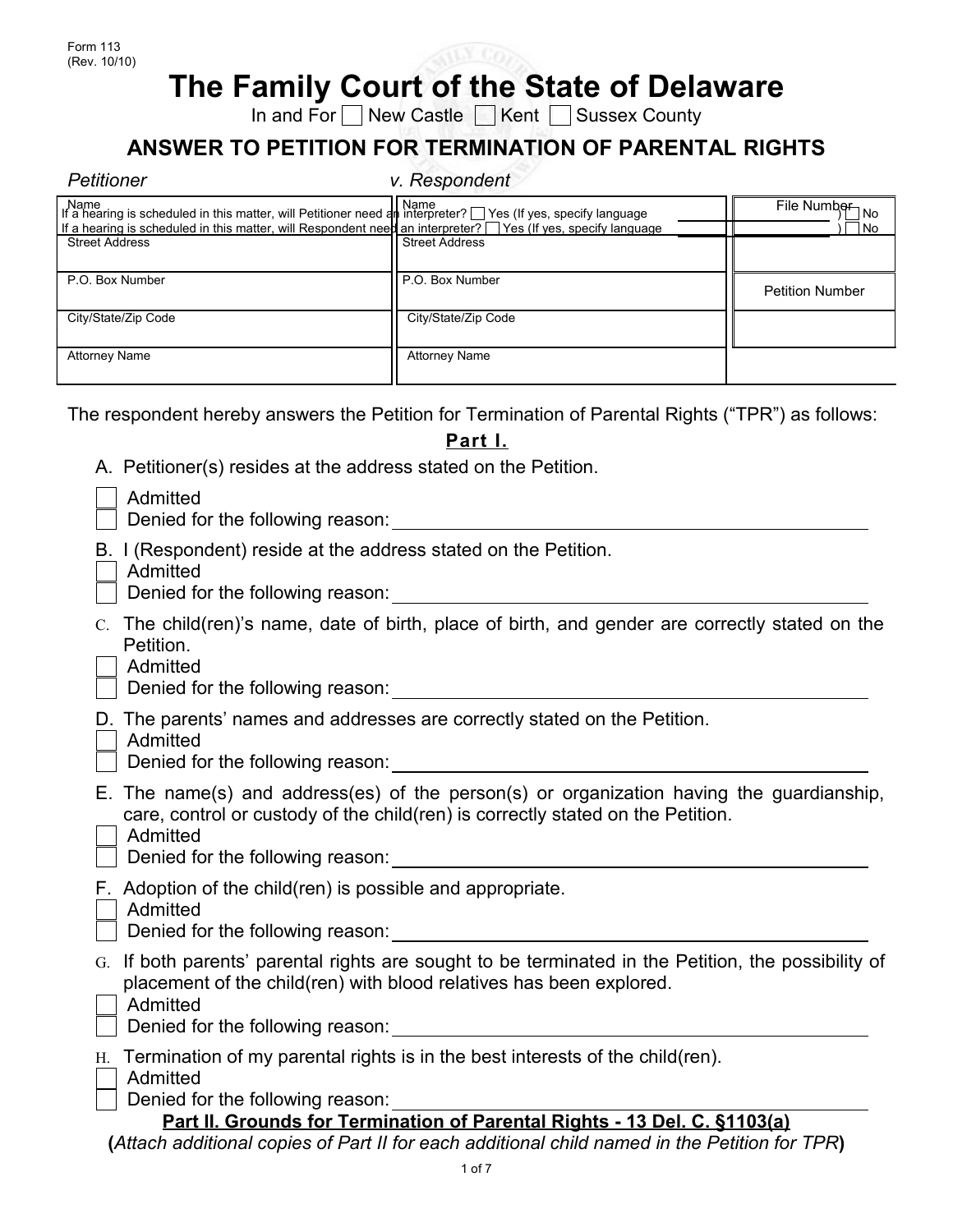Form 113
(Rev. 10/10)

# The Family Court of the State of Delaware

In and For ☐ New Castle ☐ Kent ☐ Sussex County

## ANSWER TO PETITION FOR TERMINATION OF PARENTAL RIGHTS

| *Petitioner* | *v. Respondent* | |
|---|---|---|
| Name | Name | File Number |
| Street Address | Street Address | |
| P.O. Box Number | P.O. Box Number | Petition Number |
| City/State/Zip Code | City/State/Zip Code | |
| Attorney Name | Attorney Name | |

If a hearing is scheduled in this matter, will Petitioner need an interpreter? ☐ Yes (If yes, specify language \_\_\_\_\_\_\_\_\_\_) ☐ No

If a hearing is scheduled in this matter, will Respondent need an interpreter? ☐ Yes (If yes, specify language \_\_\_\_\_\_\_\_\_\_) ☐ No

The respondent hereby answers the Petition for Termination of Parental Rights ("TPR") as follows:

**Part I.**

A. Petitioner(s) resides at the address stated on the Petition.

☐ Admitted
☐ Denied for the following reason: \_\_\_\_\_\_\_\_\_\_\_\_\_\_\_\_\_\_\_\_\_\_\_\_\_\_\_\_\_\_\_\_\_\_\_\_

B. I (Respondent) reside at the address stated on the Petition.

☐ Admitted
☐ Denied for the following reason: \_\_\_\_\_\_\_\_\_\_\_\_\_\_\_\_\_\_\_\_\_\_\_\_\_\_\_\_\_\_\_\_\_\_\_\_

C. The child(ren)'s name, date of birth, place of birth, and gender are correctly stated on the Petition.

☐ Admitted
☐ Denied for the following reason: \_\_\_\_\_\_\_\_\_\_\_\_\_\_\_\_\_\_\_\_\_\_\_\_\_\_\_\_\_\_\_\_\_\_\_\_

D. The parents' names and addresses are correctly stated on the Petition.

☐ Admitted
☐ Denied for the following reason: \_\_\_\_\_\_\_\_\_\_\_\_\_\_\_\_\_\_\_\_\_\_\_\_\_\_\_\_\_\_\_\_\_\_\_\_

E. The name(s) and address(es) of the person(s) or organization having the guardianship, care, control or custody of the child(ren) is correctly stated on the Petition.

☐ Admitted
☐ Denied for the following reason: \_\_\_\_\_\_\_\_\_\_\_\_\_\_\_\_\_\_\_\_\_\_\_\_\_\_\_\_\_\_\_\_\_\_\_\_

F. Adoption of the child(ren) is possible and appropriate.

☐ Admitted
☐ Denied for the following reason: \_\_\_\_\_\_\_\_\_\_\_\_\_\_\_\_\_\_\_\_\_\_\_\_\_\_\_\_\_\_\_\_\_\_\_\_

G. If both parents' parental rights are sought to be terminated in the Petition, the possibility of placement of the child(ren) with blood relatives has been explored.

☐ Admitted
☐ Denied for the following reason: \_\_\_\_\_\_\_\_\_\_\_\_\_\_\_\_\_\_\_\_\_\_\_\_\_\_\_\_\_\_\_\_\_\_\_\_

H. Termination of my parental rights is in the best interests of the child(ren).

☐ Admitted
☐ Denied for the following reason: \_\_\_\_\_\_\_\_\_\_\_\_\_\_\_\_\_\_\_\_\_\_\_\_\_\_\_\_\_\_\_\_\_\_\_\_

**Part II. Grounds for Termination of Parental Rights - 13 Del. C. §1103(a)**

**(***Attach additional copies of Part II for each additional child named in the Petition for TPR***)**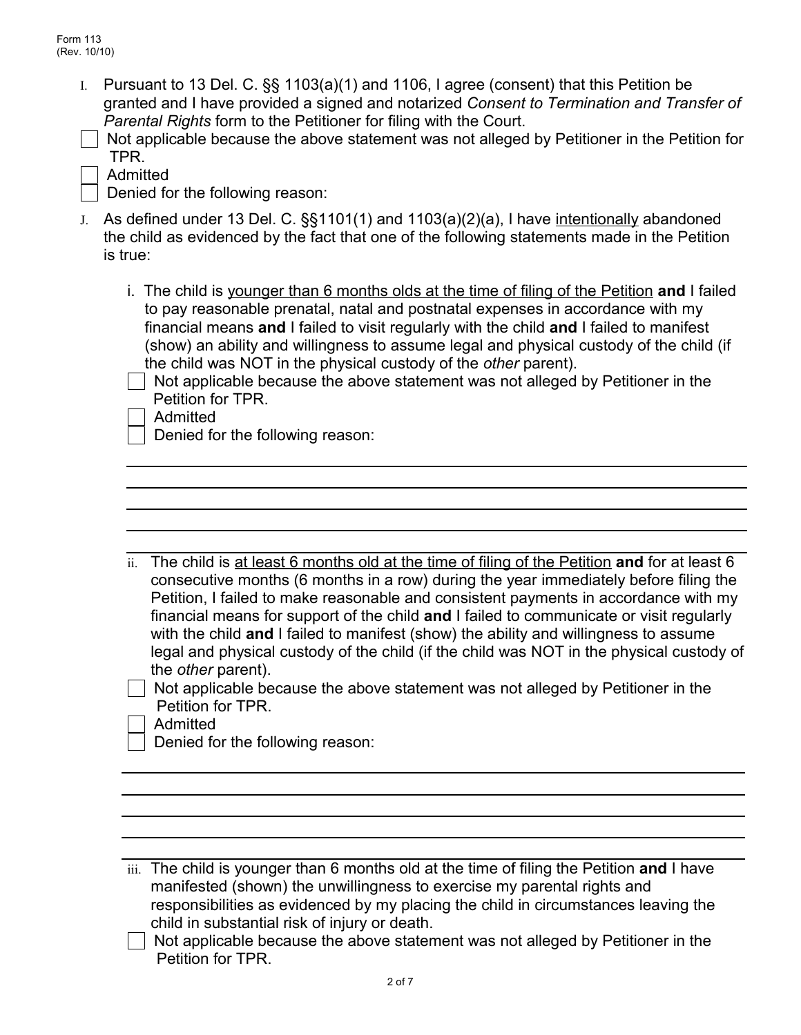Form 113
(Rev. 10/10)

I. Pursuant to 13 Del. C. §§ 1103(a)(1) and 1106, I agree (consent) that this Petition be granted and I have provided a signed and notarized *Consent to Termination and Transfer of Parental Rights* form to the Petitioner for filing with the Court.

☐ Not applicable because the above statement was not alleged by Petitioner in the Petition for TPR.

☐ Admitted

☐ Denied for the following reason:

J. As defined under 13 Del. C. §§1101(1) and 1103(a)(2)(a), I have <u>intentionally</u> abandoned the child as evidenced by the fact that one of the following statements made in the Petition is true:

i. The child is <u>younger than 6 months olds at the time of filing of the Petition</u> **and** I failed to pay reasonable prenatal, natal and postnatal expenses in accordance with my financial means **and** I failed to visit regularly with the child **and** I failed to manifest (show) an ability and willingness to assume legal and physical custody of the child (if the child was NOT in the physical custody of the *other* parent).

☐ Not applicable because the above statement was not alleged by Petitioner in the Petition for TPR.

☐ Admitted

☐ Denied for the following reason:

\_\_\_\_\_\_\_\_\_\_\_\_\_\_\_\_\_\_\_\_\_\_\_\_\_\_\_\_\_\_\_\_\_\_\_\_\_\_\_\_\_\_\_\_\_\_\_\_\_\_\_\_\_\_\_\_\_\_

\_\_\_\_\_\_\_\_\_\_\_\_\_\_\_\_\_\_\_\_\_\_\_\_\_\_\_\_\_\_\_\_\_\_\_\_\_\_\_\_\_\_\_\_\_\_\_\_\_\_\_\_\_\_\_\_\_\_

\_\_\_\_\_\_\_\_\_\_\_\_\_\_\_\_\_\_\_\_\_\_\_\_\_\_\_\_\_\_\_\_\_\_\_\_\_\_\_\_\_\_\_\_\_\_\_\_\_\_\_\_\_\_\_\_\_\_

\_\_\_\_\_\_\_\_\_\_\_\_\_\_\_\_\_\_\_\_\_\_\_\_\_\_\_\_\_\_\_\_\_\_\_\_\_\_\_\_\_\_\_\_\_\_\_\_\_\_\_\_\_\_\_\_\_\_

\_\_\_\_\_\_\_\_\_\_\_\_\_\_\_\_\_\_\_\_\_\_\_\_\_\_\_\_\_\_\_\_\_\_\_\_\_\_\_\_\_\_\_\_\_\_\_\_\_\_\_\_\_\_\_\_\_\_

ii. The child is <u>at least 6 months old at the time of filing of the Petition</u> **and** for at least 6 consecutive months (6 months in a row) during the year immediately before filing the Petition, I failed to make reasonable and consistent payments in accordance with my financial means for support of the child **and** I failed to communicate or visit regularly with the child **and** I failed to manifest (show) the ability and willingness to assume legal and physical custody of the child (if the child was NOT in the physical custody of the *other* parent).

☐ Not applicable because the above statement was not alleged by Petitioner in the Petition for TPR.

☐ Admitted

☐ Denied for the following reason:

\_\_\_\_\_\_\_\_\_\_\_\_\_\_\_\_\_\_\_\_\_\_\_\_\_\_\_\_\_\_\_\_\_\_\_\_\_\_\_\_\_\_\_\_\_\_\_\_\_\_\_\_\_\_\_\_\_\_

\_\_\_\_\_\_\_\_\_\_\_\_\_\_\_\_\_\_\_\_\_\_\_\_\_\_\_\_\_\_\_\_\_\_\_\_\_\_\_\_\_\_\_\_\_\_\_\_\_\_\_\_\_\_\_\_\_\_

\_\_\_\_\_\_\_\_\_\_\_\_\_\_\_\_\_\_\_\_\_\_\_\_\_\_\_\_\_\_\_\_\_\_\_\_\_\_\_\_\_\_\_\_\_\_\_\_\_\_\_\_\_\_\_\_\_\_

\_\_\_\_\_\_\_\_\_\_\_\_\_\_\_\_\_\_\_\_\_\_\_\_\_\_\_\_\_\_\_\_\_\_\_\_\_\_\_\_\_\_\_\_\_\_\_\_\_\_\_\_\_\_\_\_\_\_

\_\_\_\_\_\_\_\_\_\_\_\_\_\_\_\_\_\_\_\_\_\_\_\_\_\_\_\_\_\_\_\_\_\_\_\_\_\_\_\_\_\_\_\_\_\_\_\_\_\_\_\_\_\_\_\_\_\_

iii. The child is younger than 6 months old at the time of filing the Petition **and** I have manifested (shown) the unwillingness to exercise my parental rights and responsibilities as evidenced by my placing the child in circumstances leaving the child in substantial risk of injury or death.

☐ Not applicable because the above statement was not alleged by Petitioner in the Petition for TPR.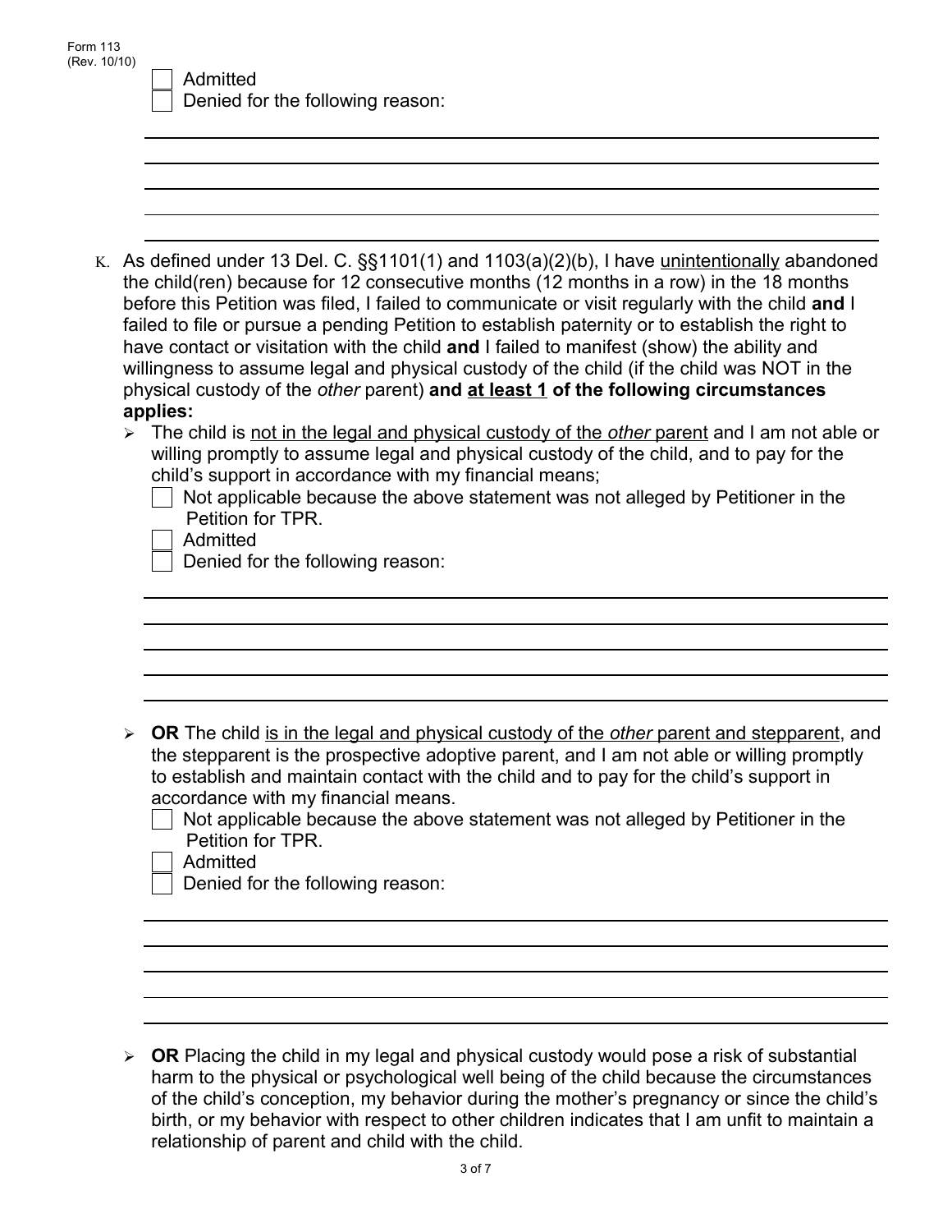- [ ] Admitted
- [ ] Denied for the following reason:

\_\_\_\_\_\_\_\_\_\_\_\_\_\_\_\_\_\_\_\_\_\_\_\_\_\_\_\_\_\_\_\_\_\_\_\_\_\_\_\_\_\_\_\_\_\_\_\_\_\_\_\_\_\_\_\_\_\_\_\_

\_\_\_\_\_\_\_\_\_\_\_\_\_\_\_\_\_\_\_\_\_\_\_\_\_\_\_\_\_\_\_\_\_\_\_\_\_\_\_\_\_\_\_\_\_\_\_\_\_\_\_\_\_\_\_\_\_\_\_\_

\_\_\_\_\_\_\_\_\_\_\_\_\_\_\_\_\_\_\_\_\_\_\_\_\_\_\_\_\_\_\_\_\_\_\_\_\_\_\_\_\_\_\_\_\_\_\_\_\_\_\_\_\_\_\_\_\_\_\_\_

\_\_\_\_\_\_\_\_\_\_\_\_\_\_\_\_\_\_\_\_\_\_\_\_\_\_\_\_\_\_\_\_\_\_\_\_\_\_\_\_\_\_\_\_\_\_\_\_\_\_\_\_\_\_\_\_\_\_\_\_

\_\_\_\_\_\_\_\_\_\_\_\_\_\_\_\_\_\_\_\_\_\_\_\_\_\_\_\_\_\_\_\_\_\_\_\_\_\_\_\_\_\_\_\_\_\_\_\_\_\_\_\_\_\_\_\_\_\_\_\_

K. As defined under 13 Del. C. §§1101(1) and 1103(a)(2)(b), I have <u>unintentionally</u> abandoned the child(ren) because for 12 consecutive months (12 months in a row) in the 18 months before this Petition was filed, I failed to communicate or visit regularly with the child **and** I failed to file or pursue a pending Petition to establish paternity or to establish the right to have contact or visitation with the child **and** I failed to manifest (show) the ability and willingness to assume legal and physical custody of the child (if the child was NOT in the physical custody of the *other* parent) **and <u>at least 1</u> of the following circumstances applies:**

- The child is <u>not in the legal and physical custody of the *other* parent</u> and I am not able or willing promptly to assume legal and physical custody of the child, and to pay for the child's support in accordance with my financial means;
  - [ ] Not applicable because the above statement was not alleged by Petitioner in the Petition for TPR.
  - [ ] Admitted
  - [ ] Denied for the following reason:

  \_\_\_\_\_\_\_\_\_\_\_\_\_\_\_\_\_\_\_\_\_\_\_\_\_\_\_\_\_\_\_\_\_\_\_\_\_\_\_\_\_\_\_\_\_\_\_\_\_\_\_\_\_\_\_\_\_\_\_\_

  \_\_\_\_\_\_\_\_\_\_\_\_\_\_\_\_\_\_\_\_\_\_\_\_\_\_\_\_\_\_\_\_\_\_\_\_\_\_\_\_\_\_\_\_\_\_\_\_\_\_\_\_\_\_\_\_\_\_\_\_

  \_\_\_\_\_\_\_\_\_\_\_\_\_\_\_\_\_\_\_\_\_\_\_\_\_\_\_\_\_\_\_\_\_\_\_\_\_\_\_\_\_\_\_\_\_\_\_\_\_\_\_\_\_\_\_\_\_\_\_\_

  \_\_\_\_\_\_\_\_\_\_\_\_\_\_\_\_\_\_\_\_\_\_\_\_\_\_\_\_\_\_\_\_\_\_\_\_\_\_\_\_\_\_\_\_\_\_\_\_\_\_\_\_\_\_\_\_\_\_\_\_

  \_\_\_\_\_\_\_\_\_\_\_\_\_\_\_\_\_\_\_\_\_\_\_\_\_\_\_\_\_\_\_\_\_\_\_\_\_\_\_\_\_\_\_\_\_\_\_\_\_\_\_\_\_\_\_\_\_\_\_\_

- **OR** The child <u>is in the legal and physical custody of the *other* parent and stepparent</u>, and the stepparent is the prospective adoptive parent, and I am not able or willing promptly to establish and maintain contact with the child and to pay for the child's support in accordance with my financial means.
  - [ ] Not applicable because the above statement was not alleged by Petitioner in the Petition for TPR.
  - [ ] Admitted
  - [ ] Denied for the following reason:

  \_\_\_\_\_\_\_\_\_\_\_\_\_\_\_\_\_\_\_\_\_\_\_\_\_\_\_\_\_\_\_\_\_\_\_\_\_\_\_\_\_\_\_\_\_\_\_\_\_\_\_\_\_\_\_\_\_\_\_\_

  \_\_\_\_\_\_\_\_\_\_\_\_\_\_\_\_\_\_\_\_\_\_\_\_\_\_\_\_\_\_\_\_\_\_\_\_\_\_\_\_\_\_\_\_\_\_\_\_\_\_\_\_\_\_\_\_\_\_\_\_

  \_\_\_\_\_\_\_\_\_\_\_\_\_\_\_\_\_\_\_\_\_\_\_\_\_\_\_\_\_\_\_\_\_\_\_\_\_\_\_\_\_\_\_\_\_\_\_\_\_\_\_\_\_\_\_\_\_\_\_\_

  \_\_\_\_\_\_\_\_\_\_\_\_\_\_\_\_\_\_\_\_\_\_\_\_\_\_\_\_\_\_\_\_\_\_\_\_\_\_\_\_\_\_\_\_\_\_\_\_\_\_\_\_\_\_\_\_\_\_\_\_

  \_\_\_\_\_\_\_\_\_\_\_\_\_\_\_\_\_\_\_\_\_\_\_\_\_\_\_\_\_\_\_\_\_\_\_\_\_\_\_\_\_\_\_\_\_\_\_\_\_\_\_\_\_\_\_\_\_\_\_\_

- **OR** Placing the child in my legal and physical custody would pose a risk of substantial harm to the physical or psychological well being of the child because the circumstances of the child's conception, my behavior during the mother's pregnancy or since the child's birth, or my behavior with respect to other children indicates that I am unfit to maintain a relationship of parent and child with the child.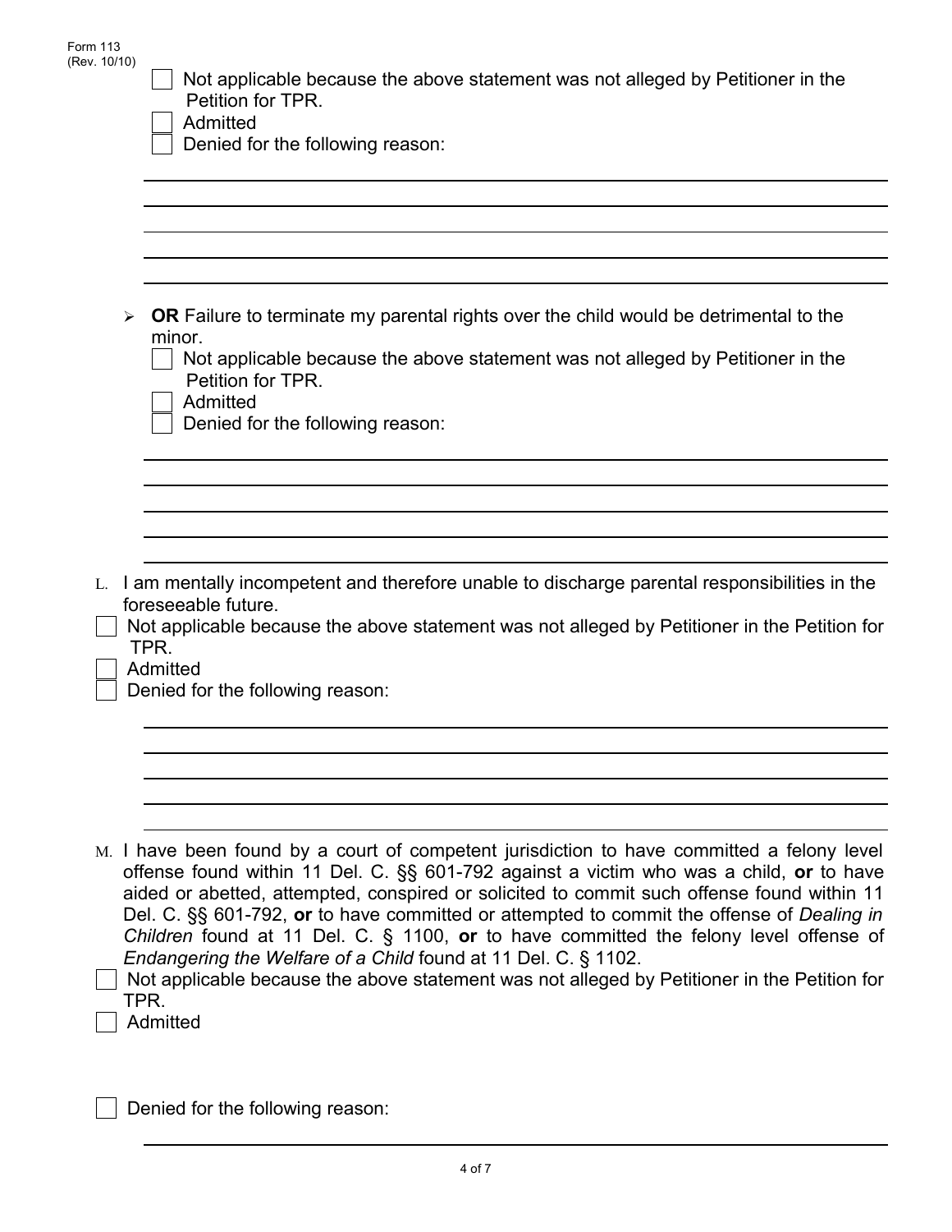- [ ] Not applicable because the above statement was not alleged by Petitioner in the Petition for TPR.
- [ ] Admitted
- [ ] Denied for the following reason:

______________________________________________________________________

______________________________________________________________________

______________________________________________________________________

______________________________________________________________________

______________________________________________________________________

- **OR** Failure to terminate my parental rights over the child would be detrimental to the minor.
  - [ ] Not applicable because the above statement was not alleged by Petitioner in the Petition for TPR.
  - [ ] Admitted
  - [ ] Denied for the following reason:

______________________________________________________________________

______________________________________________________________________

______________________________________________________________________

______________________________________________________________________

______________________________________________________________________

L. I am mentally incompetent and therefore unable to discharge parental responsibilities in the foreseeable future.

- [ ] Not applicable because the above statement was not alleged by Petitioner in the Petition for TPR.
- [ ] Admitted
- [ ] Denied for the following reason:

______________________________________________________________________

______________________________________________________________________

______________________________________________________________________

______________________________________________________________________

______________________________________________________________________

M. I have been found by a court of competent jurisdiction to have committed a felony level offense found within 11 Del. C. §§ 601-792 against a victim who was a child, **or** to have aided or abetted, attempted, conspired or solicited to commit such offense found within 11 Del. C. §§ 601-792, **or** to have committed or attempted to commit the offense of *Dealing in Children* found at 11 Del. C. § 1100, **or** to have committed the felony level offense of *Endangering the Welfare of a Child* found at 11 Del. C. § 1102.

- [ ] Not applicable because the above statement was not alleged by Petitioner in the Petition for TPR.
- [ ] Admitted
- [ ] Denied for the following reason:

______________________________________________________________________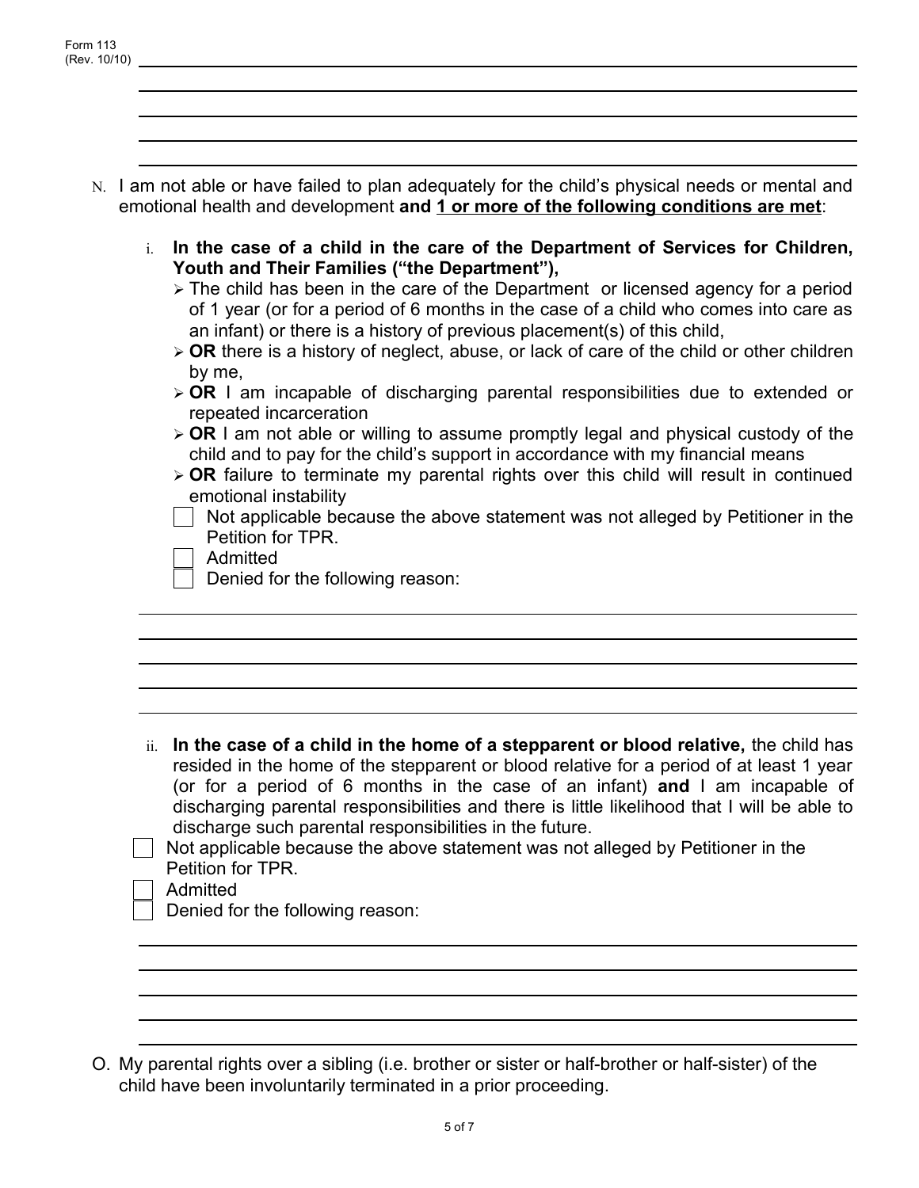N. I am not able or have failed to plan adequately for the child's physical needs or mental and emotional health and development **and <u>1 or more of the following conditions are met</u>**:

   i. **In the case of a child in the care of the Department of Services for Children, Youth and Their Families ("the Department"),**
   - The child has been in the care of the Department or licensed agency for a period of 1 year (or for a period of 6 months in the case of a child who comes into care as an infant) or there is a history of previous placement(s) of this child,
   - **OR** there is a history of neglect, abuse, or lack of care of the child or other children by me,
   - **OR** I am incapable of discharging parental responsibilities due to extended or repeated incarceration
   - **OR** I am not able or willing to assume promptly legal and physical custody of the child and to pay for the child's support in accordance with my financial means
   - **OR** failure to terminate my parental rights over this child will result in continued emotional instability

   ☐ Not applicable because the above statement was not alleged by Petitioner in the Petition for TPR.
   ☐ Admitted
   ☐ Denied for the following reason:

   ii. **In the case of a child in the home of a stepparent or blood relative,** the child has resided in the home of the stepparent or blood relative for a period of at least 1 year (or for a period of 6 months in the case of an infant) **and** I am incapable of discharging parental responsibilities and there is little likelihood that I will be able to discharge such parental responsibilities in the future.

   ☐ Not applicable because the above statement was not alleged by Petitioner in the Petition for TPR.
   ☐ Admitted
   ☐ Denied for the following reason:

O. My parental rights over a sibling (i.e. brother or sister or half-brother or half-sister) of the child have been involuntarily terminated in a prior proceeding.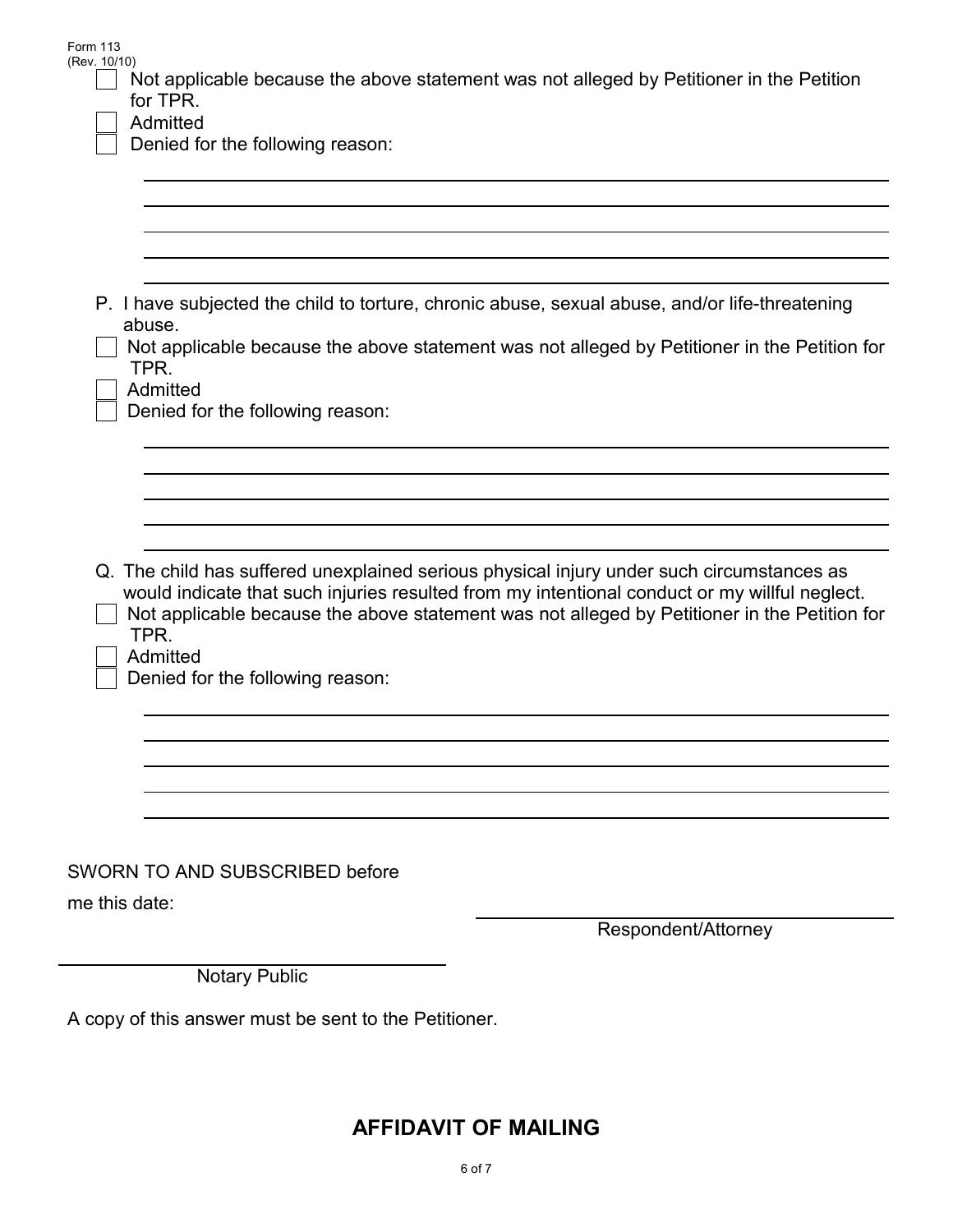- [ ] Not applicable because the above statement was not alleged by Petitioner in the Petition for TPR.
- [ ] Admitted
- [ ] Denied for the following reason:

______________________________________________________________________

______________________________________________________________________

______________________________________________________________________

______________________________________________________________________

______________________________________________________________________

P. I have subjected the child to torture, chronic abuse, sexual abuse, and/or life-threatening abuse.

- [ ] Not applicable because the above statement was not alleged by Petitioner in the Petition for TPR.
- [ ] Admitted
- [ ] Denied for the following reason:

______________________________________________________________________

______________________________________________________________________

______________________________________________________________________

______________________________________________________________________

______________________________________________________________________

Q. The child has suffered unexplained serious physical injury under such circumstances as would indicate that such injuries resulted from my intentional conduct or my willful neglect.

- [ ] Not applicable because the above statement was not alleged by Petitioner in the Petition for TPR.
- [ ] Admitted
- [ ] Denied for the following reason:

______________________________________________________________________

______________________________________________________________________

______________________________________________________________________

______________________________________________________________________

______________________________________________________________________

SWORN TO AND SUBSCRIBED before

me this date:

______________________________
Respondent/Attorney

______________________________
Notary Public

A copy of this answer must be sent to the Petitioner.

## AFFIDAVIT OF MAILING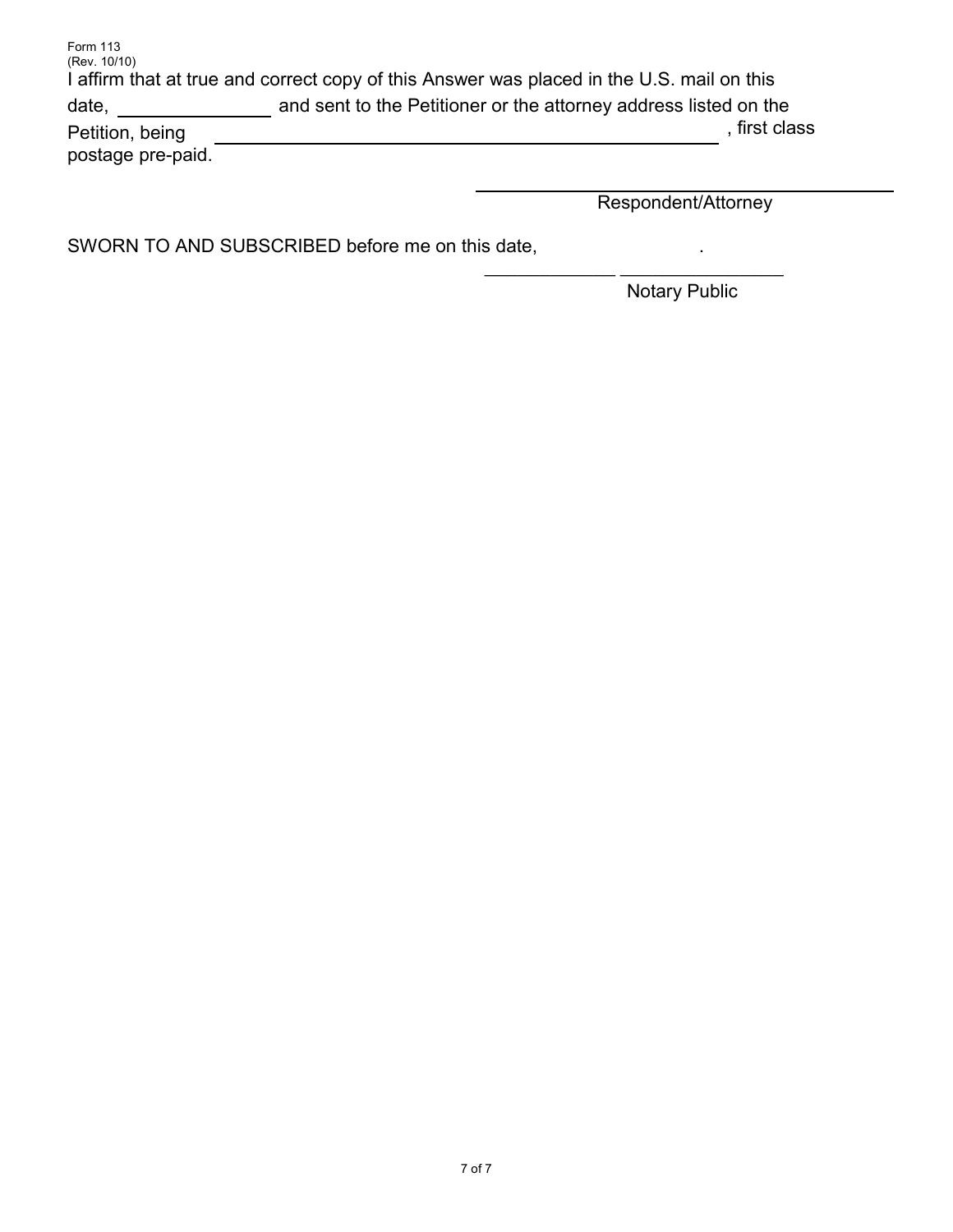Form 113
(Rev. 10/10)

I affirm that at true and correct copy of this Answer was placed in the U.S. mail on this date, _______________ and sent to the Petitioner or the attorney address listed on the Petition, being _______________________________________________, first class postage pre-paid.

_______________________________________
Respondent/Attorney

SWORN TO AND SUBSCRIBED before me on this date, .

_____________ ________________
Notary Public